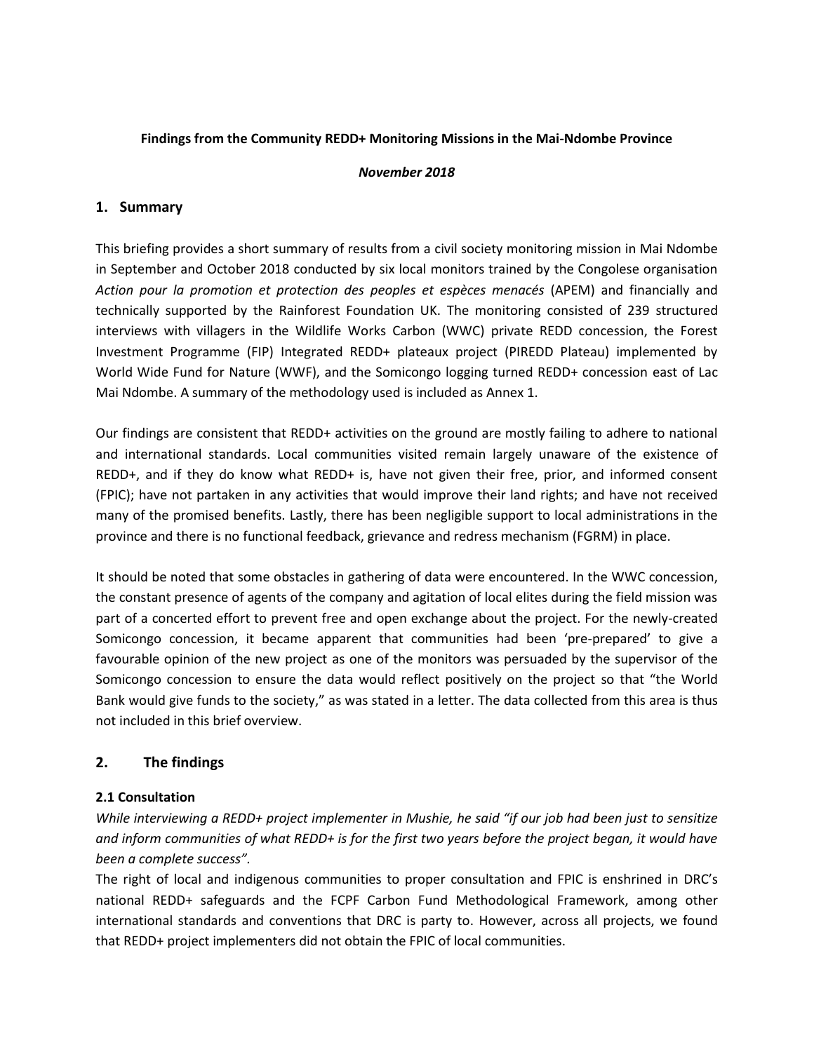**Findings from the Community REDD+ Monitoring Missions in the Mai-Ndombe Province**

***November 2018***

## 1. Summary

This briefing provides a short summary of results from a civil society monitoring mission in Mai Ndombe in September and October 2018 conducted by six local monitors trained by the Congolese organisation *Action pour la promotion et protection des peoples et espèces menacés* (APEM) and financially and technically supported by the Rainforest Foundation UK. The monitoring consisted of 239 structured interviews with villagers in the Wildlife Works Carbon (WWC) private REDD concession, the Forest Investment Programme (FIP) Integrated REDD+ plateaux project (PIREDD Plateau) implemented by World Wide Fund for Nature (WWF), and the Somicongo logging turned REDD+ concession east of Lac Mai Ndombe. A summary of the methodology used is included as Annex 1.

Our findings are consistent that REDD+ activities on the ground are mostly failing to adhere to national and international standards. Local communities visited remain largely unaware of the existence of REDD+, and if they do know what REDD+ is, have not given their free, prior, and informed consent (FPIC); have not partaken in any activities that would improve their land rights; and have not received many of the promised benefits. Lastly, there has been negligible support to local administrations in the province and there is no functional feedback, grievance and redress mechanism (FGRM) in place.

It should be noted that some obstacles in gathering of data were encountered. In the WWC concession, the constant presence of agents of the company and agitation of local elites during the field mission was part of a concerted effort to prevent free and open exchange about the project. For the newly-created Somicongo concession, it became apparent that communities had been 'pre-prepared' to give a favourable opinion of the new project as one of the monitors was persuaded by the supervisor of the Somicongo concession to ensure the data would reflect positively on the project so that "the World Bank would give funds to the society," as was stated in a letter. The data collected from this area is thus not included in this brief overview.

## 2. The findings

### 2.1 Consultation

*While interviewing a REDD+ project implementer in Mushie, he said "if our job had been just to sensitize and inform communities of what REDD+ is for the first two years before the project began, it would have been a complete success".*

The right of local and indigenous communities to proper consultation and FPIC is enshrined in DRC's national REDD+ safeguards and the FCPF Carbon Fund Methodological Framework, among other international standards and conventions that DRC is party to. However, across all projects, we found that REDD+ project implementers did not obtain the FPIC of local communities.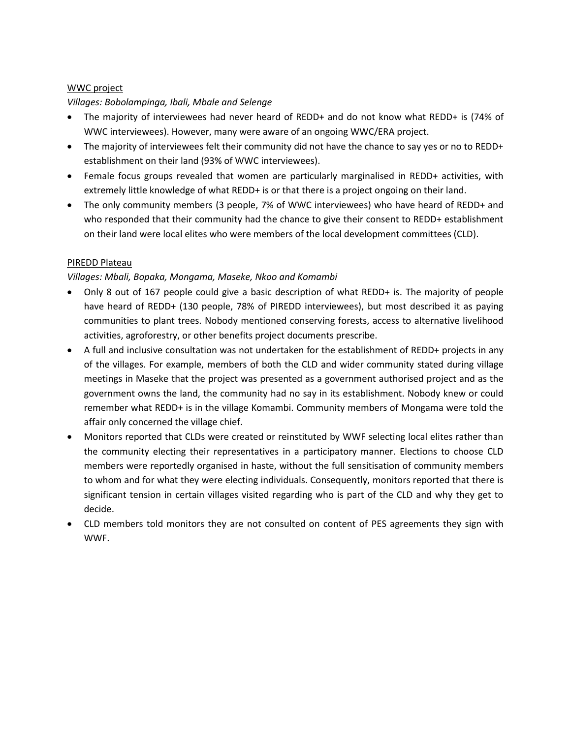<u>WWC project</u>

*Villages: Bobolampinga, Ibali, Mbale and Selenge*

- The majority of interviewees had never heard of REDD+ and do not know what REDD+ is (74% of WWC interviewees). However, many were aware of an ongoing WWC/ERA project.
- The majority of interviewees felt their community did not have the chance to say yes or no to REDD+ establishment on their land (93% of WWC interviewees).
- Female focus groups revealed that women are particularly marginalised in REDD+ activities, with extremely little knowledge of what REDD+ is or that there is a project ongoing on their land.
- The only community members (3 people, 7% of WWC interviewees) who have heard of REDD+ and who responded that their community had the chance to give their consent to REDD+ establishment on their land were local elites who were members of the local development committees (CLD).

<u>PIREDD Plateau</u>

*Villages: Mbali, Bopaka, Mongama, Maseke, Nkoo and Komambi*

- Only 8 out of 167 people could give a basic description of what REDD+ is. The majority of people have heard of REDD+ (130 people, 78% of PIREDD interviewees), but most described it as paying communities to plant trees. Nobody mentioned conserving forests, access to alternative livelihood activities, agroforestry, or other benefits project documents prescribe.
- A full and inclusive consultation was not undertaken for the establishment of REDD+ projects in any of the villages. For example, members of both the CLD and wider community stated during village meetings in Maseke that the project was presented as a government authorised project and as the government owns the land, the community had no say in its establishment. Nobody knew or could remember what REDD+ is in the village Komambi. Community members of Mongama were told the affair only concerned the village chief.
- Monitors reported that CLDs were created or reinstituted by WWF selecting local elites rather than the community electing their representatives in a participatory manner. Elections to choose CLD members were reportedly organised in haste, without the full sensitisation of community members to whom and for what they were electing individuals. Consequently, monitors reported that there is significant tension in certain villages visited regarding who is part of the CLD and why they get to decide.
- CLD members told monitors they are not consulted on content of PES agreements they sign with WWF.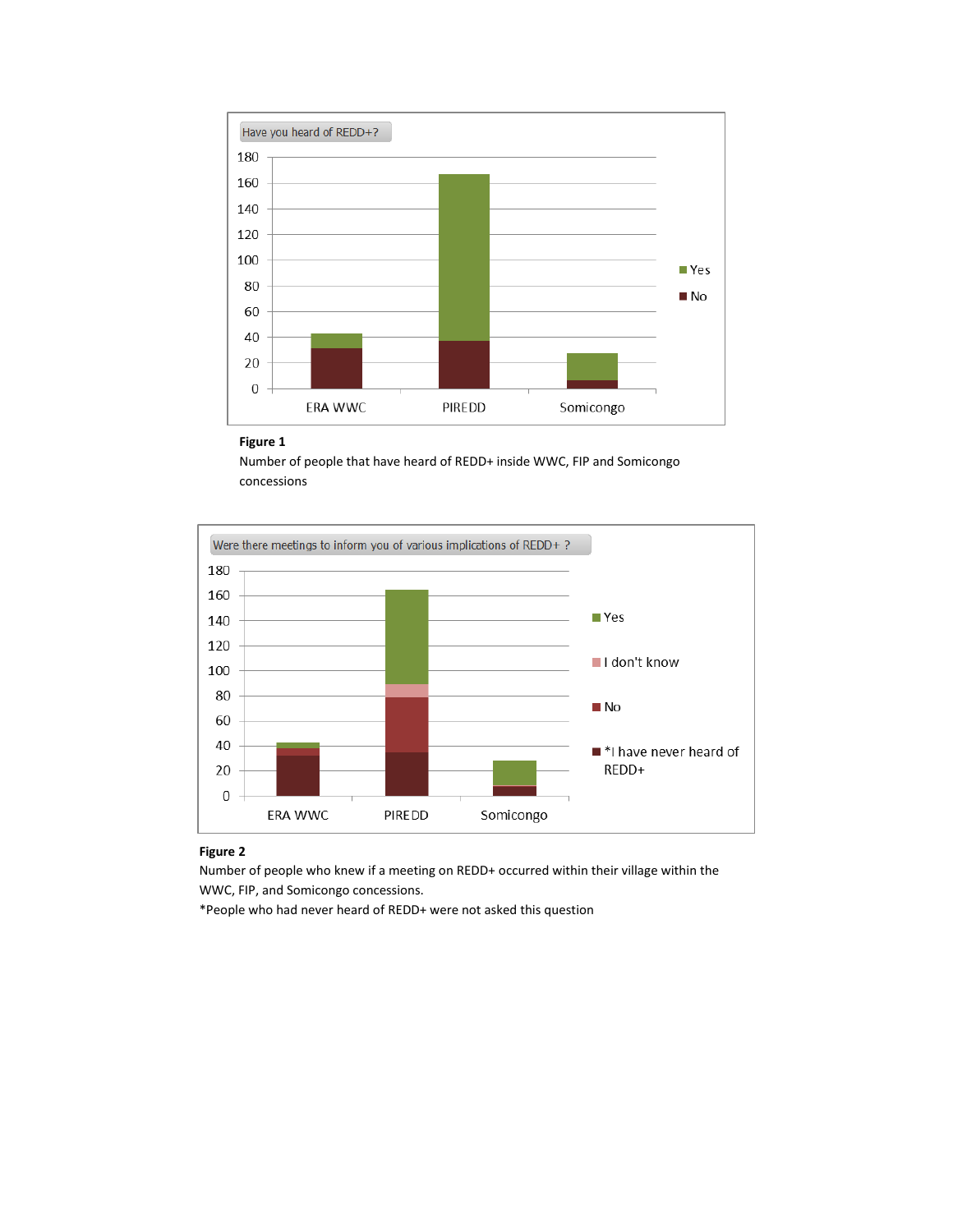**Figure 1**

Number of people that have heard of REDD+ inside WWC, FIP and Somicongo concessions

**Figure 2**

Number of people who knew if a meeting on REDD+ occurred within their village within the WWC, FIP, and Somicongo concessions.

*People who had never heard of REDD+ were not asked this question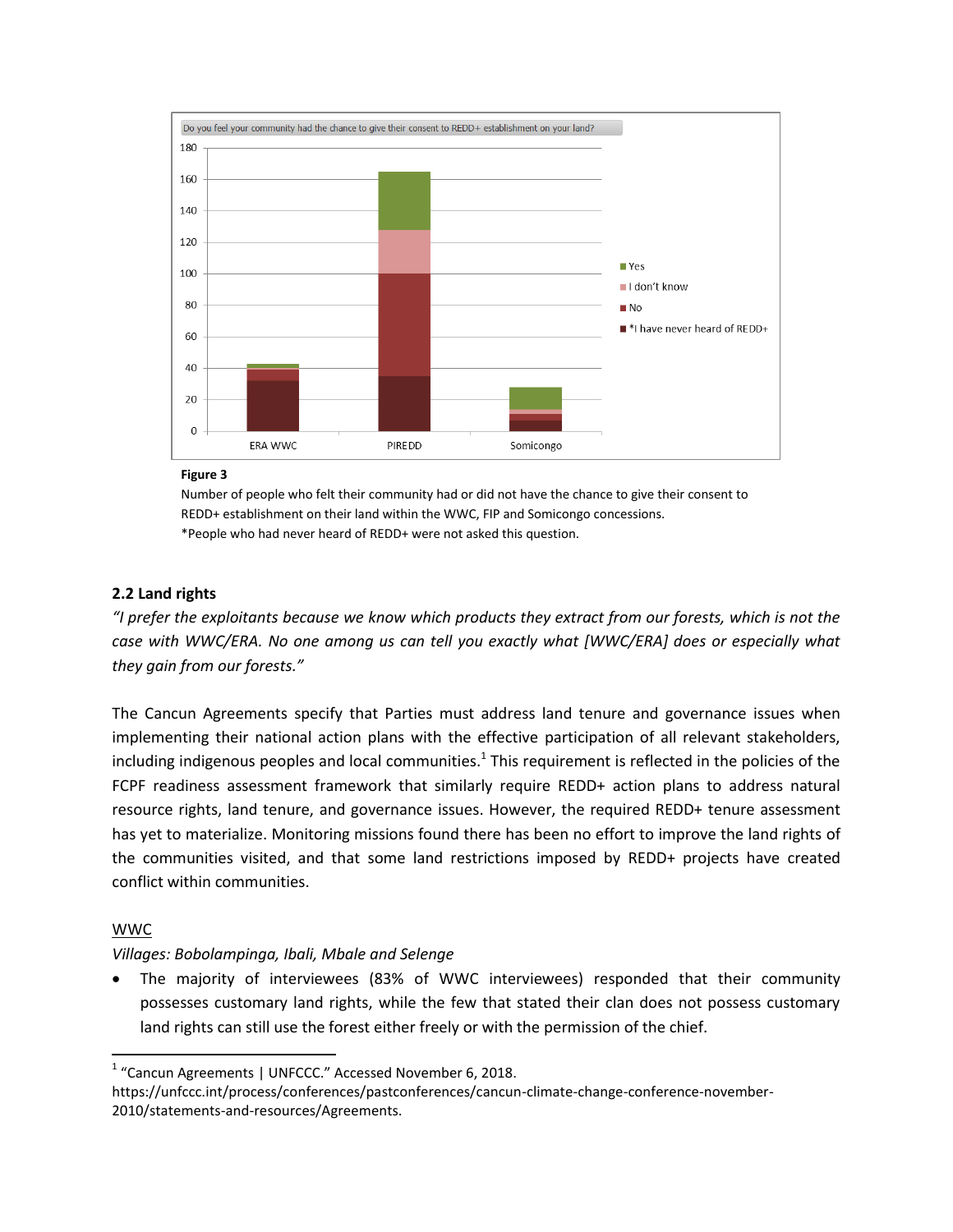**Figure 3**

Number of people who felt their community had or did not have the chance to give their consent to REDD+ establishment on their land within the WWC, FIP and Somicongo concessions.
*People who had never heard of REDD+ were not asked this question.

## 2.2 Land rights

*"I prefer the exploitants because we know which products they extract from our forests, which is not the case with WWC/ERA. No one among us can tell you exactly what [WWC/ERA] does or especially what they gain from our forests."*

The Cancun Agreements specify that Parties must address land tenure and governance issues when implementing their national action plans with the effective participation of all relevant stakeholders, including indigenous peoples and local communities.[1] This requirement is reflected in the policies of the FCPF readiness assessment framework that similarly require REDD+ action plans to address natural resource rights, land tenure, and governance issues. However, the required REDD+ tenure assessment has yet to materialize. Monitoring missions found there has been no effort to improve the land rights of the communities visited, and that some land restrictions imposed by REDD+ projects have created conflict within communities.

### WWC

*Villages: Bobolampinga, Ibali, Mbale and Selenge*

- The majority of interviewees (83% of WWC interviewees) responded that their community possesses customary land rights, while the few that stated their clan does not possess customary land rights can still use the forest either freely or with the permission of the chief.

---

[1] "Cancun Agreements | UNFCCC." Accessed November 6, 2018. https://unfccc.int/process/conferences/pastconferences/cancun-climate-change-conference-november-2010/statements-and-resources/Agreements.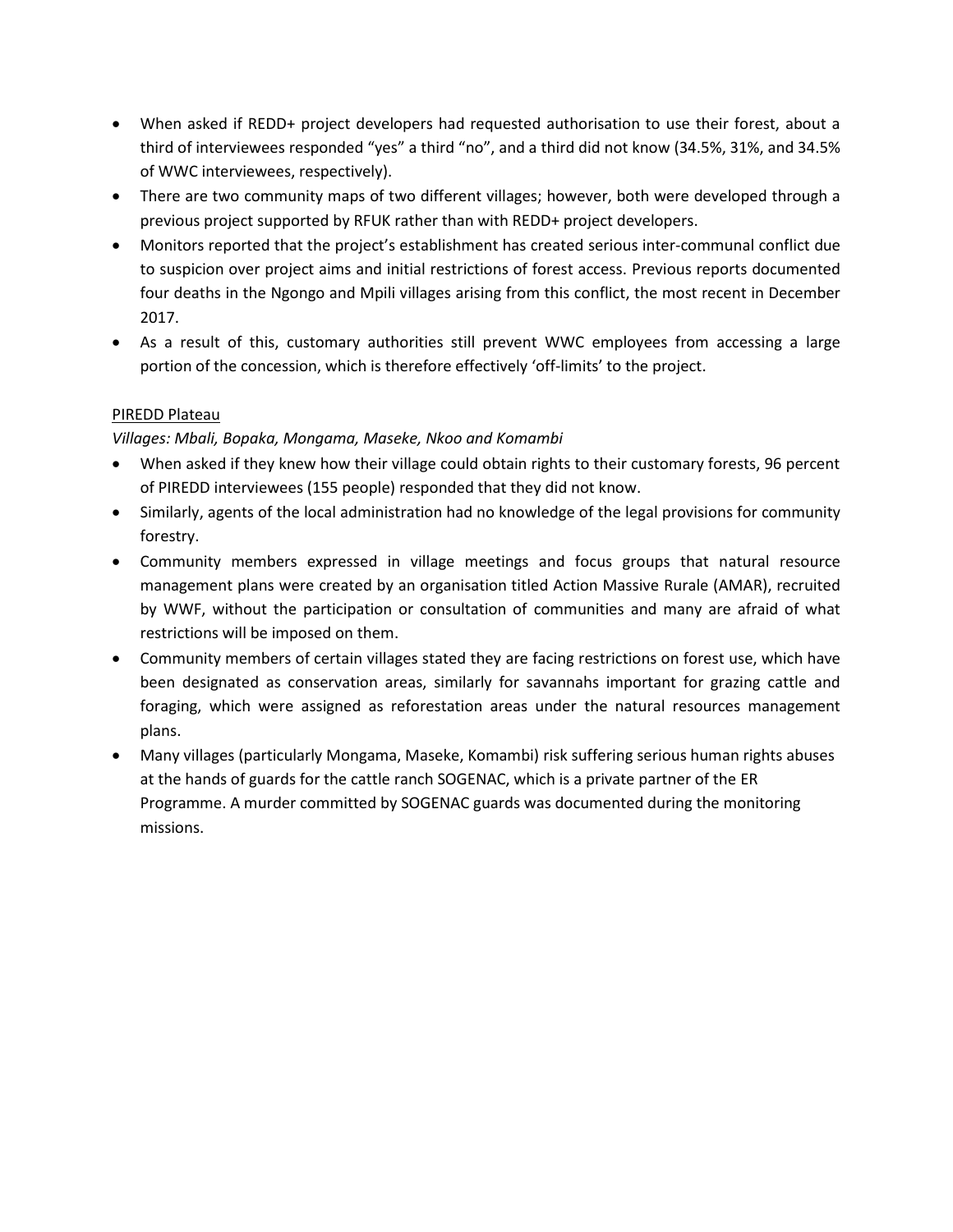- When asked if REDD+ project developers had requested authorisation to use their forest, about a third of interviewees responded "yes" a third "no", and a third did not know (34.5%, 31%, and 34.5% of WWC interviewees, respectively).
- There are two community maps of two different villages; however, both were developed through a previous project supported by RFUK rather than with REDD+ project developers.
- Monitors reported that the project's establishment has created serious inter-communal conflict due to suspicion over project aims and initial restrictions of forest access. Previous reports documented four deaths in the Ngongo and Mpili villages arising from this conflict, the most recent in December 2017.
- As a result of this, customary authorities still prevent WWC employees from accessing a large portion of the concession, which is therefore effectively 'off-limits' to the project.

<u>PIREDD Plateau</u>

*Villages: Mbali, Bopaka, Mongama, Maseke, Nkoo and Komambi*

- When asked if they knew how their village could obtain rights to their customary forests, 96 percent of PIREDD interviewees (155 people) responded that they did not know.
- Similarly, agents of the local administration had no knowledge of the legal provisions for community forestry.
- Community members expressed in village meetings and focus groups that natural resource management plans were created by an organisation titled Action Massive Rurale (AMAR), recruited by WWF, without the participation or consultation of communities and many are afraid of what restrictions will be imposed on them.
- Community members of certain villages stated they are facing restrictions on forest use, which have been designated as conservation areas, similarly for savannahs important for grazing cattle and foraging, which were assigned as reforestation areas under the natural resources management plans.
- Many villages (particularly Mongama, Maseke, Komambi) risk suffering serious human rights abuses at the hands of guards for the cattle ranch SOGENAC, which is a private partner of the ER Programme. A murder committed by SOGENAC guards was documented during the monitoring missions.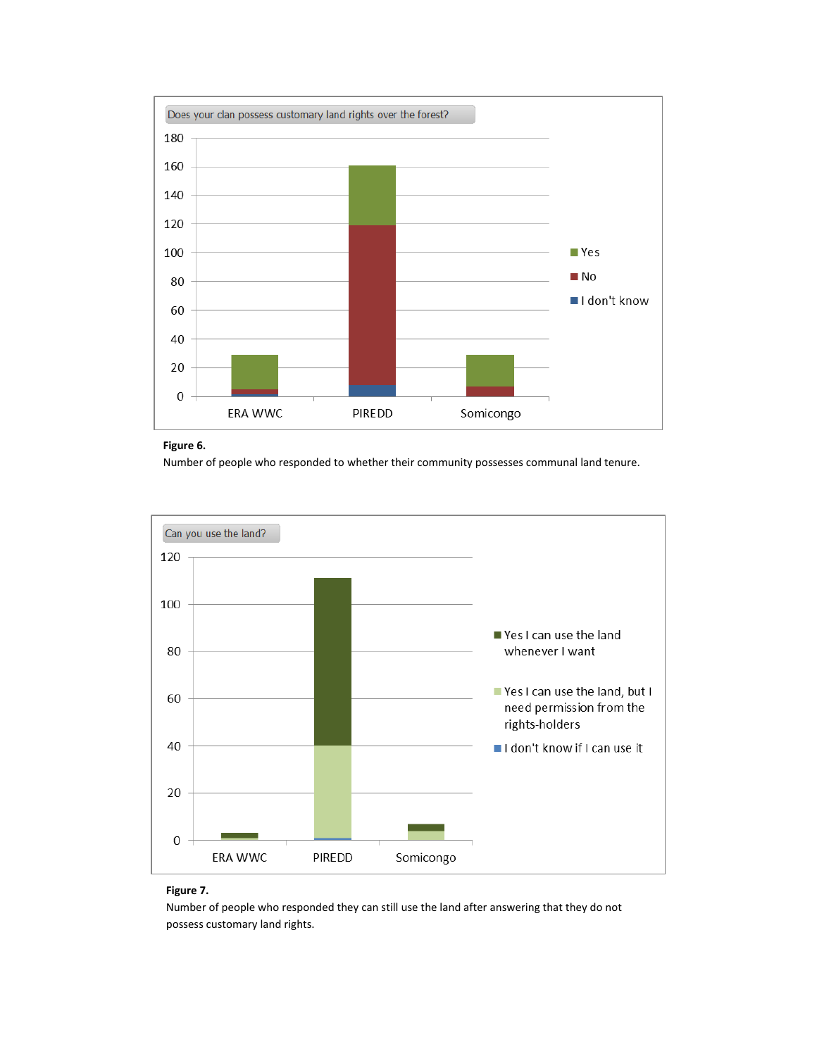**Figure 6.**
Number of people who responded to whether their community possesses communal land tenure.

**Figure 7.**
Number of people who responded they can still use the land after answering that they do not possess customary land rights.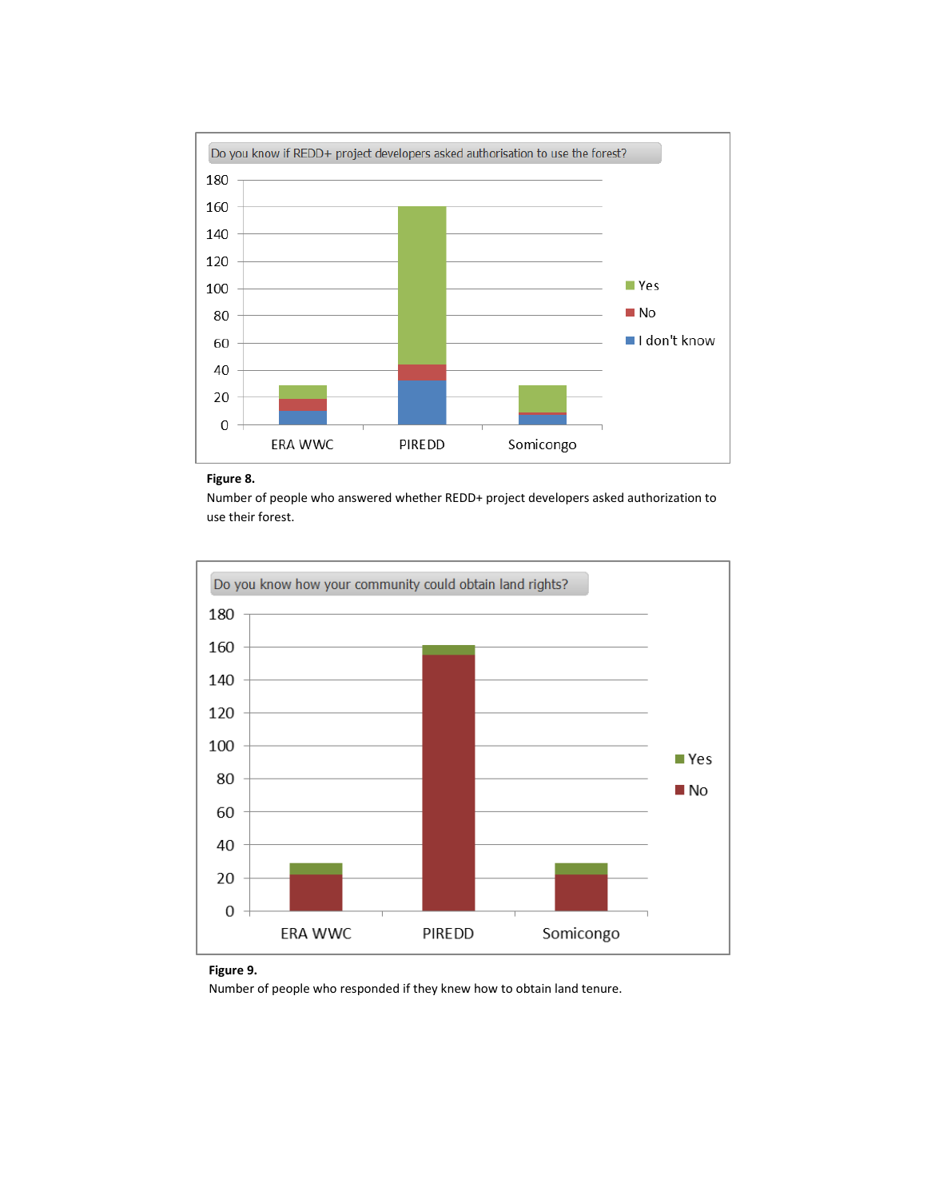**Figure 8.**

Number of people who answered whether REDD+ project developers asked authorization to use their forest.

**Figure 9.**

Number of people who responded if they knew how to obtain land tenure.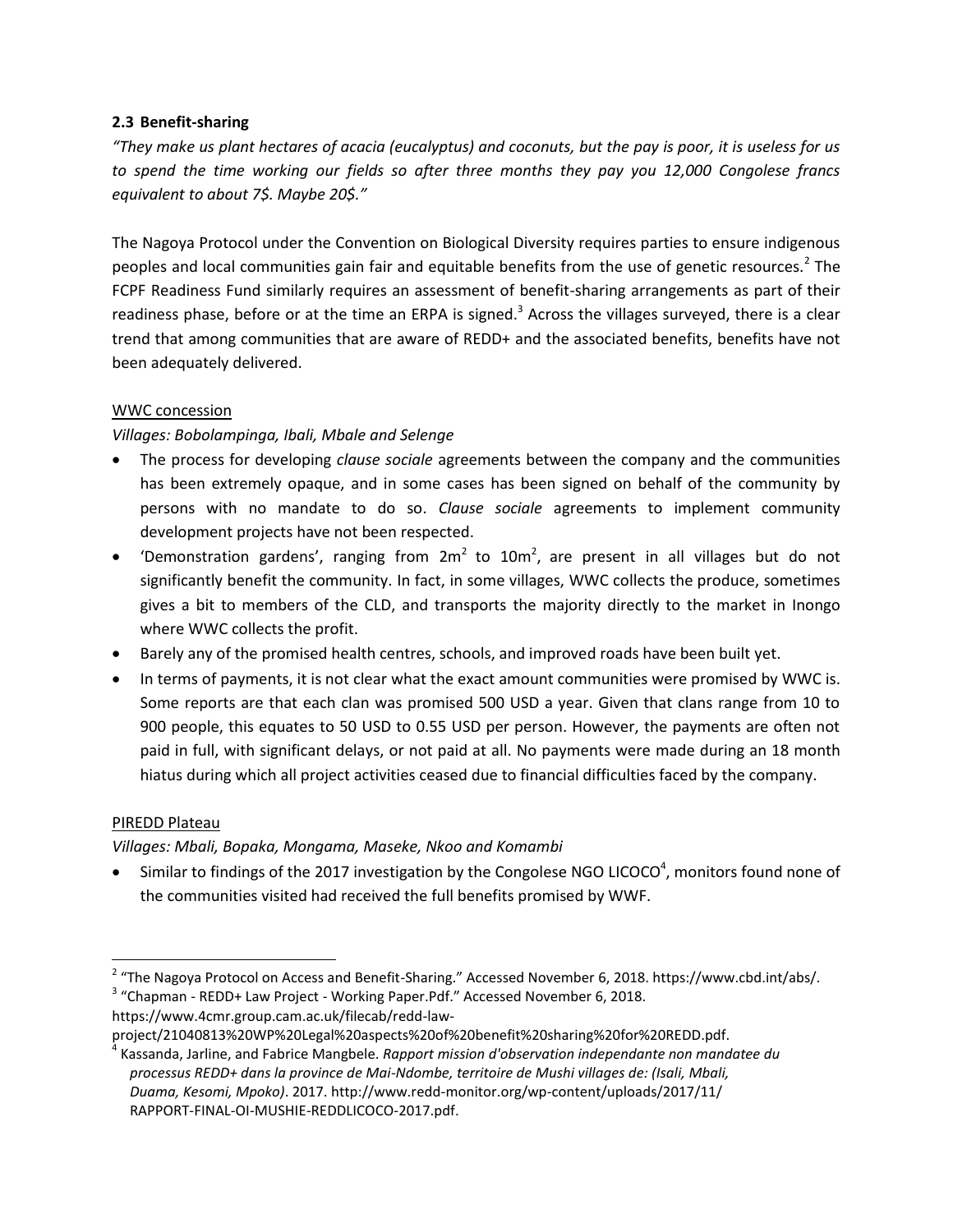### 2.3 Benefit-sharing

*"They make us plant hectares of acacia (eucalyptus) and coconuts, but the pay is poor, it is useless for us to spend the time working our fields so after three months they pay you 12,000 Congolese francs equivalent to about 7$. Maybe 20$."*

The Nagoya Protocol under the Convention on Biological Diversity requires parties to ensure indigenous peoples and local communities gain fair and equitable benefits from the use of genetic resources.[2] The FCPF Readiness Fund similarly requires an assessment of benefit-sharing arrangements as part of their readiness phase, before or at the time an ERPA is signed.[3] Across the villages surveyed, there is a clear trend that among communities that are aware of REDD+ and the associated benefits, benefits have not been adequately delivered.

WWC concession

*Villages: Bobolampinga, Ibali, Mbale and Selenge*

- The process for developing *clause sociale* agreements between the company and the communities has been extremely opaque, and in some cases has been signed on behalf of the community by persons with no mandate to do so. *Clause sociale* agreements to implement community development projects have not been respected.
- 'Demonstration gardens', ranging from 2m$^2$ to 10m$^2$, are present in all villages but do not significantly benefit the community. In fact, in some villages, WWC collects the produce, sometimes gives a bit to members of the CLD, and transports the majority directly to the market in Inongo where WWC collects the profit.
- Barely any of the promised health centres, schools, and improved roads have been built yet.
- In terms of payments, it is not clear what the exact amount communities were promised by WWC is. Some reports are that each clan was promised 500 USD a year. Given that clans range from 10 to 900 people, this equates to 50 USD to 0.55 USD per person. However, the payments are often not paid in full, with significant delays, or not paid at all. No payments were made during an 18 month hiatus during which all project activities ceased due to financial difficulties faced by the company.

PIREDD Plateau

*Villages: Mbali, Bopaka, Mongama, Maseke, Nkoo and Komambi*

- Similar to findings of the 2017 investigation by the Congolese NGO LICOCO[4], monitors found none of the communities visited had received the full benefits promised by WWF.

---

[2] "The Nagoya Protocol on Access and Benefit-Sharing." Accessed November 6, 2018. https://www.cbd.int/abs/.

[3] "Chapman - REDD+ Law Project - Working Paper.Pdf." Accessed November 6, 2018. https://www.4cmr.group.cam.ac.uk/filecab/redd-law-project/21040813%20WP%20Legal%20aspects%20of%20benefit%20sharing%20for%20REDD.pdf.

[4] Kassanda, Jarline, and Fabrice Mangbele. *Rapport mission d'observation independante non mandatee du processus REDD+ dans la province de Mai-Ndombe, territoire de Mushi villages de: (Isali, Mbali, Duama, Kesomi, Mpoko)*. 2017. http://www.redd-monitor.org/wp-content/uploads/2017/11/RAPPORT-FINAL-OI-MUSHIE-REDDLICOCO-2017.pdf.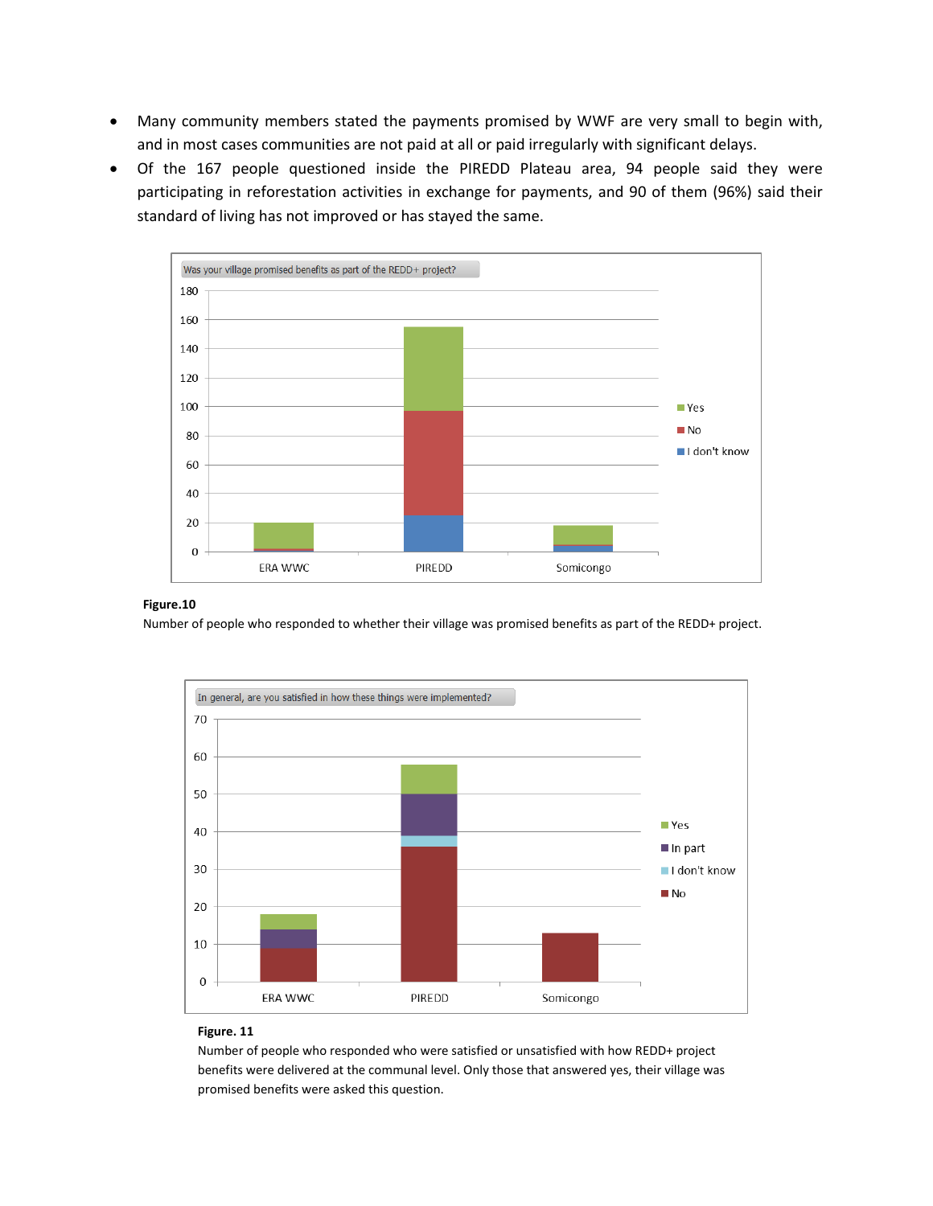- Many community members stated the payments promised by WWF are very small to begin with, and in most cases communities are not paid at all or paid irregularly with significant delays.
- Of the 167 people questioned inside the PIREDD Plateau area, 94 people said they were participating in reforestation activities in exchange for payments, and 90 of them (96%) said their standard of living has not improved or has stayed the same.

**Figure.10**

Number of people who responded to whether their village was promised benefits as part of the REDD+ project.

**Figure. 11**

Number of people who responded who were satisfied or unsatisfied with how REDD+ project benefits were delivered at the communal level. Only those that answered yes, their village was promised benefits were asked this question.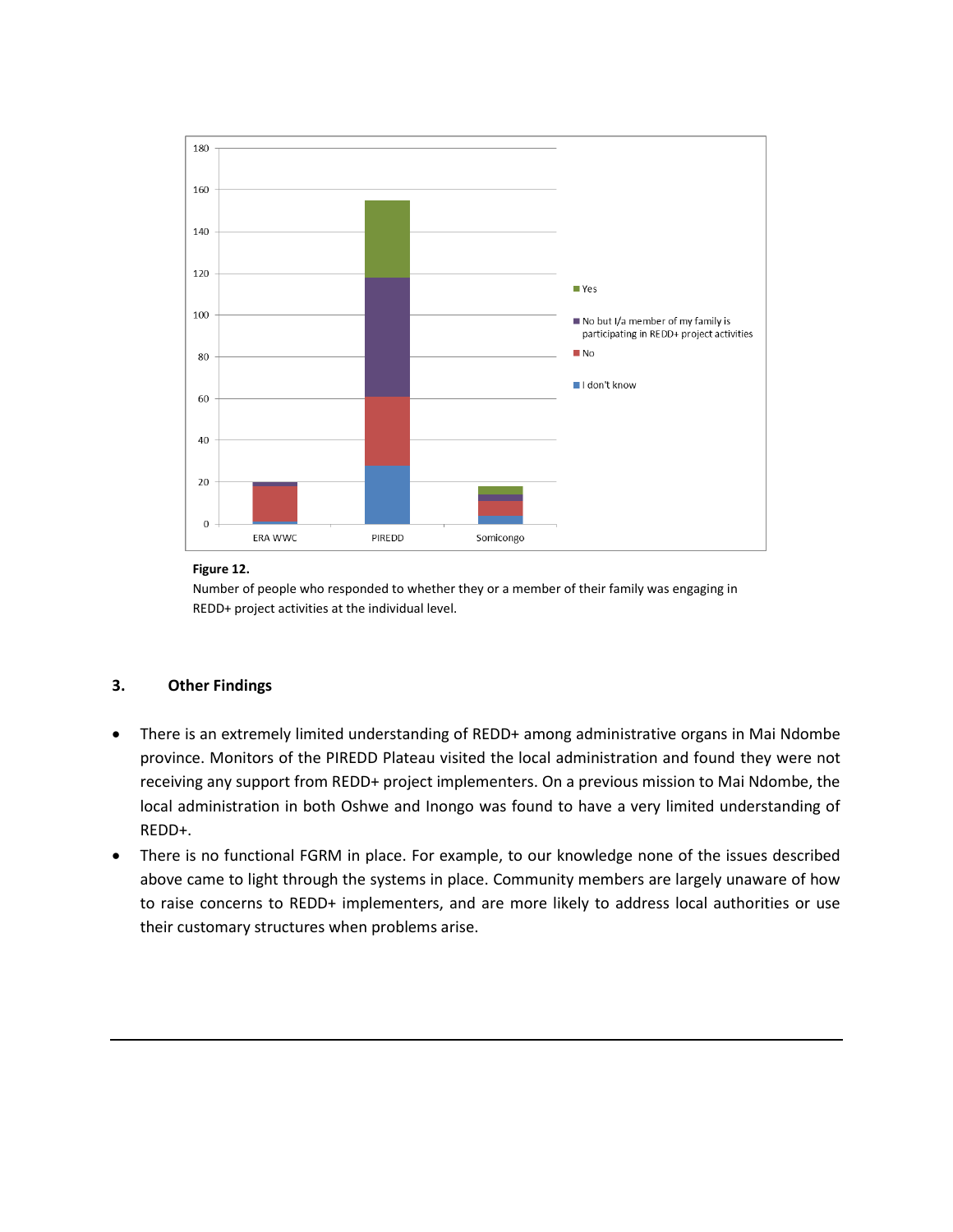**Figure 12.**

Number of people who responded to whether they or a member of their family was engaging in REDD+ project activities at the individual level.

### 3. Other Findings

- There is an extremely limited understanding of REDD+ among administrative organs in Mai Ndombe province. Monitors of the PIREDD Plateau visited the local administration and found they were not receiving any support from REDD+ project implementers. On a previous mission to Mai Ndombe, the local administration in both Oshwe and Inongo was found to have a very limited understanding of REDD+.
- There is no functional FGRM in place. For example, to our knowledge none of the issues described above came to light through the systems in place. Community members are largely unaware of how to raise concerns to REDD+ implementers, and are more likely to address local authorities or use their customary structures when problems arise.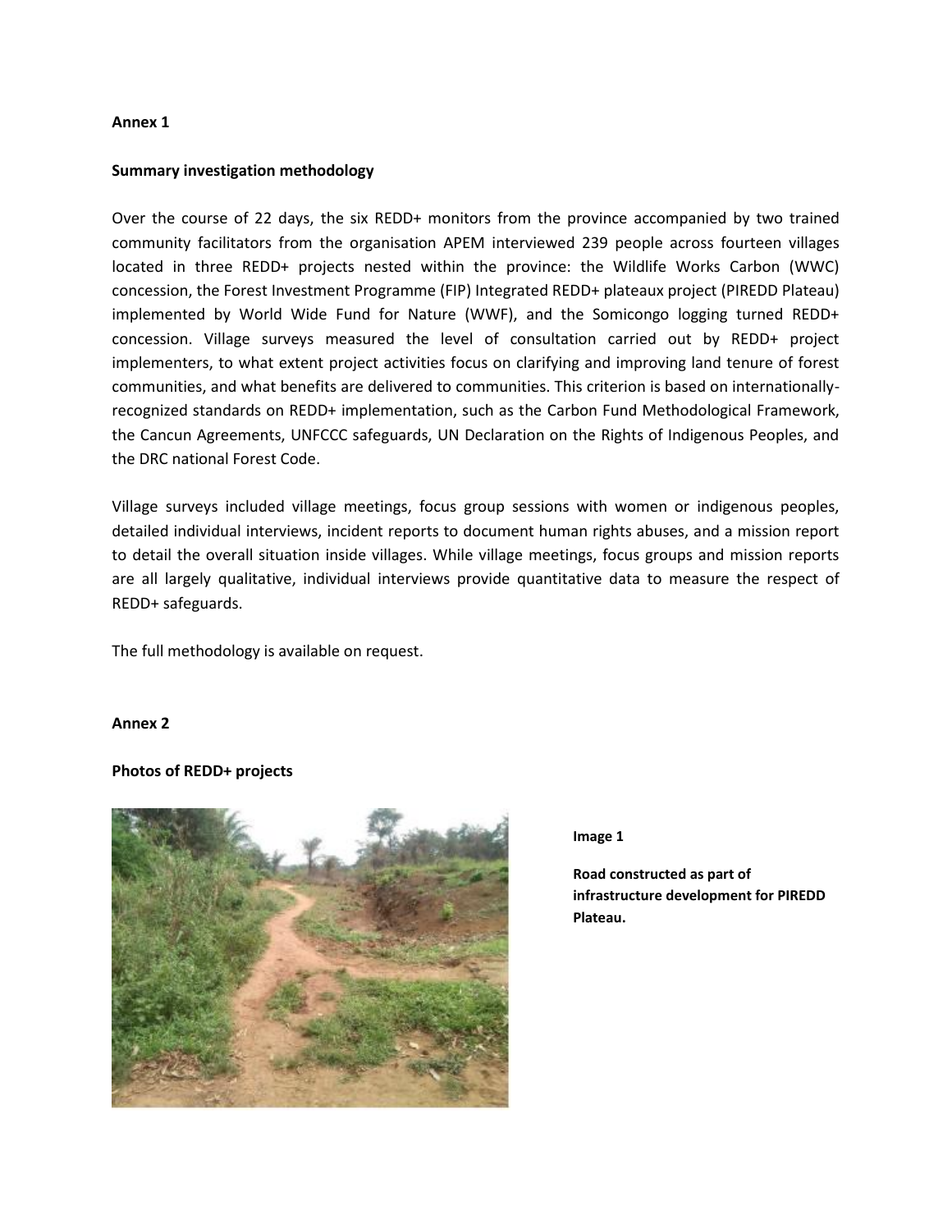**Annex 1**

**Summary investigation methodology**

Over the course of 22 days, the six REDD+ monitors from the province accompanied by two trained community facilitators from the organisation APEM interviewed 239 people across fourteen villages located in three REDD+ projects nested within the province: the Wildlife Works Carbon (WWC) concession, the Forest Investment Programme (FIP) Integrated REDD+ plateaux project (PIREDD Plateau) implemented by World Wide Fund for Nature (WWF), and the Somicongo logging turned REDD+ concession. Village surveys measured the level of consultation carried out by REDD+ project implementers, to what extent project activities focus on clarifying and improving land tenure of forest communities, and what benefits are delivered to communities. This criterion is based on internationally-recognized standards on REDD+ implementation, such as the Carbon Fund Methodological Framework, the Cancun Agreements, UNFCCC safeguards, UN Declaration on the Rights of Indigenous Peoples, and the DRC national Forest Code.

Village surveys included village meetings, focus group sessions with women or indigenous peoples, detailed individual interviews, incident reports to document human rights abuses, and a mission report to detail the overall situation inside villages. While village meetings, focus groups and mission reports are all largely qualitative, individual interviews provide quantitative data to measure the respect of REDD+ safeguards.

The full methodology is available on request.

**Annex 2**

**Photos of REDD+ projects**

**Image 1**

**Road constructed as part of infrastructure development for PIREDD Plateau.**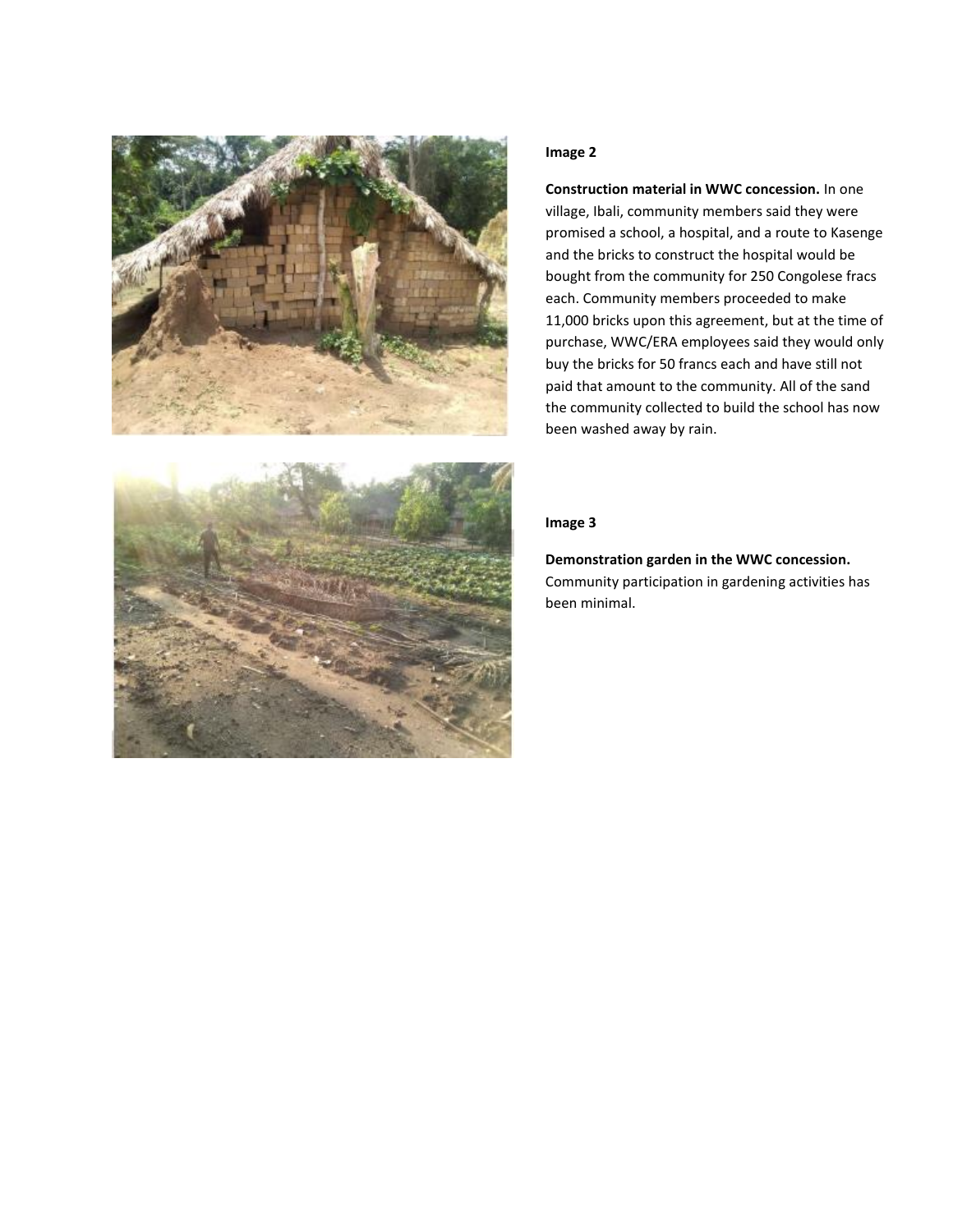**Image 2**

**Construction material in WWC concession.** In one village, Ibali, community members said they were promised a school, a hospital, and a route to Kasenge and the bricks to construct the hospital would be bought from the community for 250 Congolese fracs each. Community members proceeded to make 11,000 bricks upon this agreement, but at the time of purchase, WWC/ERA employees said they would only buy the bricks for 50 francs each and have still not paid that amount to the community. All of the sand the community collected to build the school has now been washed away by rain.

**Image 3**

**Demonstration garden in the WWC concession.** Community participation in gardening activities has been minimal.